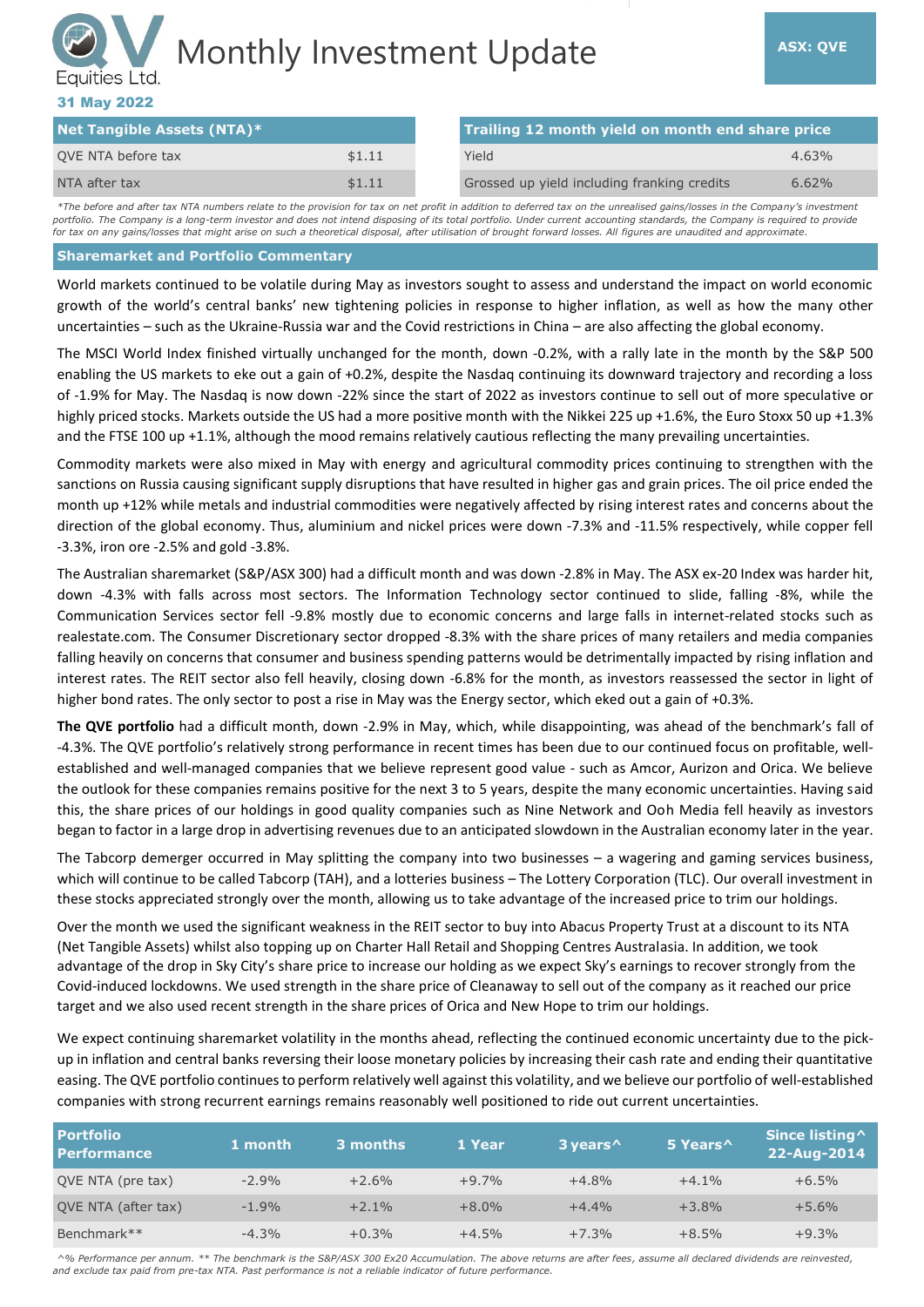# Monthly Investment Update

**ASX: QVE**

QV Equities Ltd.

**31 May 2022**

| Net Tangible Assets (NTA)* | |
|---|---|
| QVE NTA before tax | $1.11 |
| NTA after tax | $1.11 |

| Trailing 12 month yield on month end share price | |
|---|---|
| Yield | 4.63% |
| Grossed up yield including franking credits | 6.62% |

*\*The before and after tax NTA numbers relate to the provision for tax on net profit in addition to deferred tax on the unrealised gains/losses in the Company's investment portfolio. The Company is a long-term investor and does not intend disposing of its total portfolio. Under current accounting standards, the Company is required to provide for tax on any gains/losses that might arise on such a theoretical disposal, after utilisation of brought forward losses. All figures are unaudited and approximate.*

## Sharemarket and Portfolio Commentary

World markets continued to be volatile during May as investors sought to assess and understand the impact on world economic growth of the world's central banks' new tightening policies in response to higher inflation, as well as how the many other uncertainties – such as the Ukraine-Russia war and the Covid restrictions in China – are also affecting the global economy.

The MSCI World Index finished virtually unchanged for the month, down -0.2%, with a rally late in the month by the S&P 500 enabling the US markets to eke out a gain of +0.2%, despite the Nasdaq continuing its downward trajectory and recording a loss of -1.9% for May. The Nasdaq is now down -22% since the start of 2022 as investors continue to sell out of more speculative or highly priced stocks. Markets outside the US had a more positive month with the Nikkei 225 up +1.6%, the Euro Stoxx 50 up +1.3% and the FTSE 100 up +1.1%, although the mood remains relatively cautious reflecting the many prevailing uncertainties.

Commodity markets were also mixed in May with energy and agricultural commodity prices continuing to strengthen with the sanctions on Russia causing significant supply disruptions that have resulted in higher gas and grain prices. The oil price ended the month up +12% while metals and industrial commodities were negatively affected by rising interest rates and concerns about the direction of the global economy. Thus, aluminium and nickel prices were down -7.3% and -11.5% respectively, while copper fell -3.3%, iron ore -2.5% and gold -3.8%.

The Australian sharemarket (S&P/ASX 300) had a difficult month and was down -2.8% in May. The ASX ex-20 Index was harder hit, down -4.3% with falls across most sectors. The Information Technology sector continued to slide, falling -8%, while the Communication Services sector fell -9.8% mostly due to economic concerns and large falls in internet-related stocks such as realestate.com. The Consumer Discretionary sector dropped -8.3% with the share prices of many retailers and media companies falling heavily on concerns that consumer and business spending patterns would be detrimentally impacted by rising inflation and interest rates. The REIT sector also fell heavily, closing down -6.8% for the month, as investors reassessed the sector in light of higher bond rates. The only sector to post a rise in May was the Energy sector, which eked out a gain of +0.3%.

**The QVE portfolio** had a difficult month, down -2.9% in May, which, while disappointing, was ahead of the benchmark's fall of -4.3%. The QVE portfolio's relatively strong performance in recent times has been due to our continued focus on profitable, well-established and well-managed companies that we believe represent good value - such as Amcor, Aurizon and Orica. We believe the outlook for these companies remains positive for the next 3 to 5 years, despite the many economic uncertainties. Having said this, the share prices of our holdings in good quality companies such as Nine Network and Ooh Media fell heavily as investors began to factor in a large drop in advertising revenues due to an anticipated slowdown in the Australian economy later in the year.

The Tabcorp demerger occurred in May splitting the company into two businesses – a wagering and gaming services business, which will continue to be called Tabcorp (TAH), and a lotteries business – The Lottery Corporation (TLC). Our overall investment in these stocks appreciated strongly over the month, allowing us to take advantage of the increased price to trim our holdings.

Over the month we used the significant weakness in the REIT sector to buy into Abacus Property Trust at a discount to its NTA (Net Tangible Assets) whilst also topping up on Charter Hall Retail and Shopping Centres Australasia. In addition, we took advantage of the drop in Sky City's share price to increase our holding as we expect Sky's earnings to recover strongly from the Covid-induced lockdowns. We used strength in the share price of Cleanaway to sell out of the company as it reached our price target and we also used recent strength in the share prices of Orica and New Hope to trim our holdings.

We expect continuing sharemarket volatility in the months ahead, reflecting the continued economic uncertainty due to the pick-up in inflation and central banks reversing their loose monetary policies by increasing their cash rate and ending their quantitative easing. The QVE portfolio continues to perform relatively well against this volatility, and we believe our portfolio of well-established companies with strong recurrent earnings remains reasonably well positioned to ride out current uncertainties.

| Portfolio Performance | 1 month | 3 months | 1 Year | 3 years^ | 5 Years^ | Since listing^ 22-Aug-2014 |
|---|---|---|---|---|---|---|
| QVE NTA (pre tax) | -2.9% | +2.6% | +9.7% | +4.8% | +4.1% | +6.5% |
| QVE NTA (after tax) | -1.9% | +2.1% | +8.0% | +4.4% | +3.8% | +5.6% |
| Benchmark** | -4.3% | +0.3% | +4.5% | +7.3% | +8.5% | +9.3% |

*^% Performance per annum. \*\* The benchmark is the S&P/ASX 300 Ex20 Accumulation. The above returns are after fees, assume all declared dividends are reinvested, and exclude tax paid from pre-tax NTA. Past performance is not a reliable indicator of future performance.*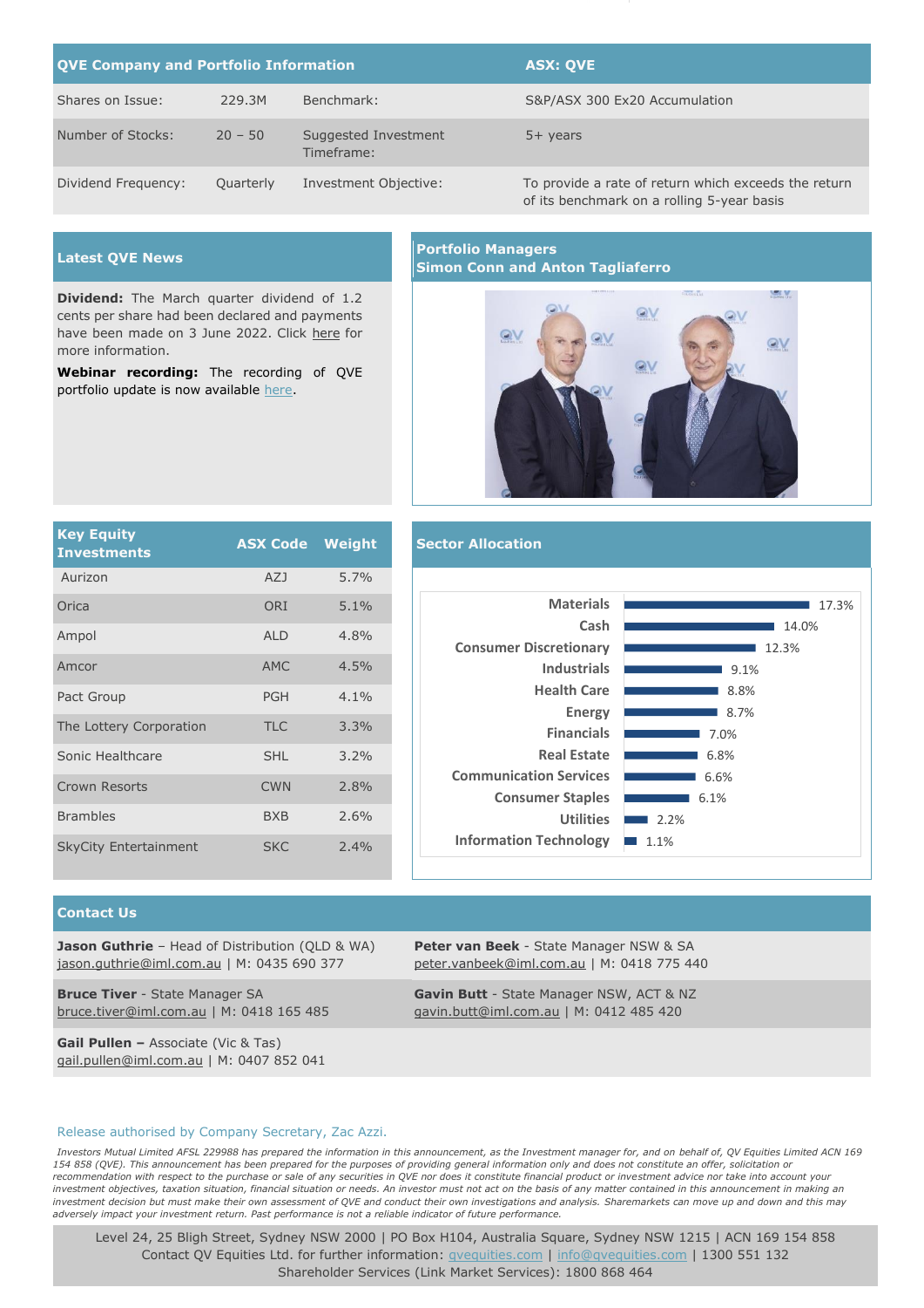## QVE Company and Portfolio Information

**ASX: QVE**

| | | | |
|---|---|---|---|
| Shares on Issue: | 229.3M | Benchmark: | S&P/ASX 300 Ex20 Accumulation |
| Number of Stocks: | 20 – 50 | Suggested Investment Timeframe: | 5+ years |
| Dividend Frequency: | Quarterly | Investment Objective: | To provide a rate of return which exceeds the return of its benchmark on a rolling 5-year basis |

## Latest QVE News

**Dividend:** The March quarter dividend of 1.2 cents per share had been declared and payments have been made on 3 June 2022. Click here for more information.

**Webinar recording:** The recording of QVE portfolio update is now available here.

## Portfolio Managers
## Simon Conn and Anton Tagliaferro

| Key Equity Investments | ASX Code | Weight |
|---|---|---|
| Aurizon | AZJ | 5.7% |
| Orica | ORI | 5.1% |
| Ampol | ALD | 4.8% |
| Amcor | AMC | 4.5% |
| Pact Group | PGH | 4.1% |
| The Lottery Corporation | TLC | 3.3% |
| Sonic Healthcare | SHL | 3.2% |
| Crown Resorts | CWN | 2.8% |
| Brambles | BXB | 2.6% |
| SkyCity Entertainment | SKC | 2.4% |

## Sector Allocation

Materials 17.3%
Cash 14.0%
Consumer Discretionary 12.3%
Industrials 9.1%
Health Care 8.8%
Energy 8.7%
Financials 7.0%
Real Estate 6.8%
Communication Services 6.6%
Consumer Staples 6.1%
Utilities 2.2%
Information Technology 1.1%

## Contact Us

**Jason Guthrie** – Head of Distribution (QLD & WA)
jason.guthrie@iml.com.au | M: 0435 690 377

**Peter van Beek** - State Manager NSW & SA
peter.vanbeek@iml.com.au | M: 0418 775 440

**Bruce Tiver** - State Manager SA
bruce.tiver@iml.com.au | M: 0418 165 485

**Gavin Butt** - State Manager NSW, ACT & NZ
gavin.butt@iml.com.au | M: 0412 485 420

**Gail Pullen –** Associate (Vic & Tas)
gail.pullen@iml.com.au | M: 0407 852 041

Release authorised by Company Secretary, Zac Azzi.

*Investors Mutual Limited AFSL 229988 has prepared the information in this announcement, as the Investment manager for, and on behalf of, QV Equities Limited ACN 169 154 858 (QVE). This announcement has been prepared for the purposes of providing general information only and does not constitute an offer, solicitation or recommendation with respect to the purchase or sale of any securities in QVE nor does it constitute financial product or investment advice nor take into account your investment objectives, taxation situation, financial situation or needs. An investor must not act on the basis of any matter contained in this announcement in making an investment decision but must make their own assessment of QVE and conduct their own investigations and analysis. Sharemarkets can move up and down and this may adversely impact your investment return. Past performance is not a reliable indicator of future performance.*

Level 24, 25 Bligh Street, Sydney NSW 2000 | PO Box H104, Australia Square, Sydney NSW 1215 | ACN 169 154 858
Contact QV Equities Ltd. for further information: qvequities.com | info@qvequities.com | 1300 551 132
Shareholder Services (Link Market Services): 1800 868 464